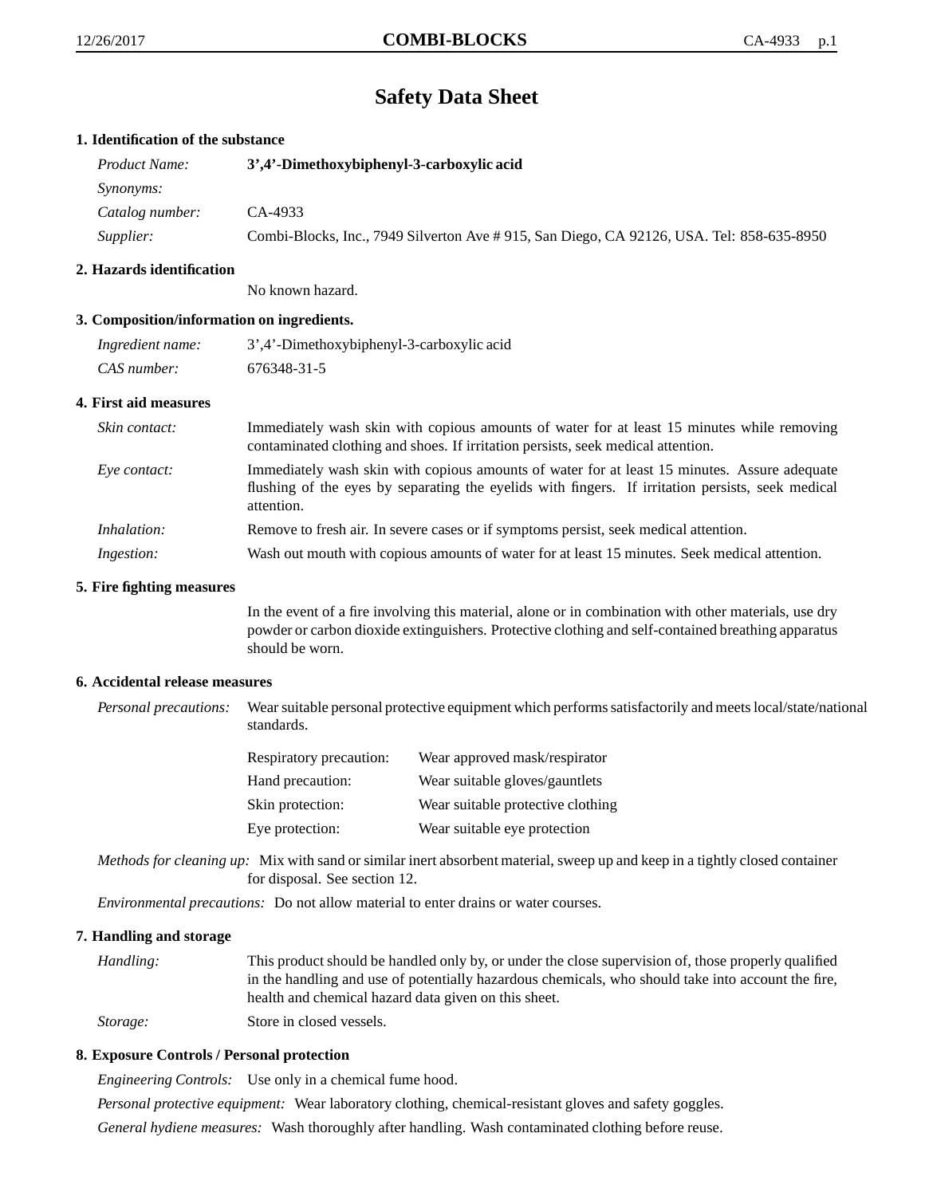# Safety Data Sheet

## 1. Identification of the substance

| | |
|---|---|
| *Product Name:* | **3',4'-Dimethoxybiphenyl-3-carboxylic acid** |
| *Synonyms:* | |
| *Catalog number:* | CA-4933 |
| *Supplier:* | Combi-Blocks, Inc., 7949 Silverton Ave # 915, San Diego, CA 92126, USA. Tel: 858-635-8950 |

## 2. Hazards identification

No known hazard.

## 3. Composition/information on ingredients.

| | |
|---|---|
| *Ingredient name:* | 3',4'-Dimethoxybiphenyl-3-carboxylic acid |
| *CAS number:* | 676348-31-5 |

## 4. First aid measures

*Skin contact:* Immediately wash skin with copious amounts of water for at least 15 minutes while removing contaminated clothing and shoes. If irritation persists, seek medical attention.

*Eye contact:* Immediately wash skin with copious amounts of water for at least 15 minutes. Assure adequate flushing of the eyes by separating the eyelids with fingers. If irritation persists, seek medical attention.

*Inhalation:* Remove to fresh air. In severe cases or if symptoms persist, seek medical attention.

*Ingestion:* Wash out mouth with copious amounts of water for at least 15 minutes. Seek medical attention.

## 5. Fire fighting measures

In the event of a fire involving this material, alone or in combination with other materials, use dry powder or carbon dioxide extinguishers. Protective clothing and self-contained breathing apparatus should be worn.

## 6. Accidental release measures

*Personal precautions:* Wear suitable personal protective equipment which performs satisfactorily and meets local/state/national standards.

| | |
|---|---|
| Respiratory precaution: | Wear approved mask/respirator |
| Hand precaution: | Wear suitable gloves/gauntlets |
| Skin protection: | Wear suitable protective clothing |
| Eye protection: | Wear suitable eye protection |

*Methods for cleaning up:* Mix with sand or similar inert absorbent material, sweep up and keep in a tightly closed container for disposal. See section 12.

*Environmental precautions:* Do not allow material to enter drains or water courses.

## 7. Handling and storage

*Handling:* This product should be handled only by, or under the close supervision of, those properly qualified in the handling and use of potentially hazardous chemicals, who should take into account the fire, health and chemical hazard data given on this sheet.

*Storage:* Store in closed vessels.

## 8. Exposure Controls / Personal protection

*Engineering Controls:* Use only in a chemical fume hood.

*Personal protective equipment:* Wear laboratory clothing, chemical-resistant gloves and safety goggles.

*General hydiene measures:* Wash thoroughly after handling. Wash contaminated clothing before reuse.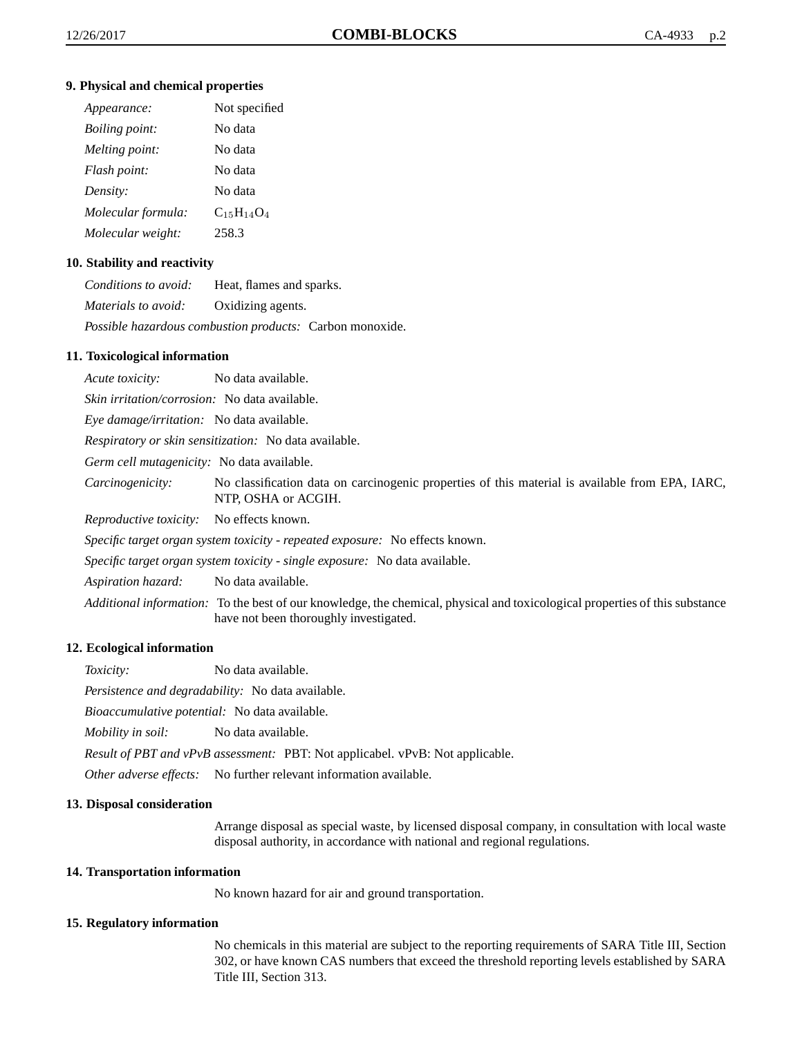### 9. Physical and chemical properties

*Appearance:* Not specified

*Boiling point:* No data

*Melting point:* No data

*Flash point:* No data

*Density:* No data

*Molecular formula:* $C_{15}H_{14}O_4$

*Molecular weight:* 258.3

### 10. Stability and reactivity

*Conditions to avoid:* Heat, flames and sparks.

*Materials to avoid:* Oxidizing agents.

*Possible hazardous combustion products:* Carbon monoxide.

### 11. Toxicological information

*Acute toxicity:* No data available.

*Skin irritation/corrosion:* No data available.

*Eye damage/irritation:* No data available.

*Respiratory or skin sensitization:* No data available.

*Germ cell mutagenicity:* No data available.

*Carcinogenicity:* No classification data on carcinogenic properties of this material is available from EPA, IARC, NTP, OSHA or ACGIH.

*Reproductive toxicity:* No effects known.

*Specific target organ system toxicity - repeated exposure:* No effects known.

*Specific target organ system toxicity - single exposure:* No data available.

*Aspiration hazard:* No data available.

*Additional information:* To the best of our knowledge, the chemical, physical and toxicological properties of this substance have not been thoroughly investigated.

### 12. Ecological information

*Toxicity:* No data available.

*Persistence and degradability:* No data available.

*Bioaccumulative potential:* No data available.

*Mobility in soil:* No data available.

*Result of PBT and vPvB assessment:* PBT: Not applicabel. vPvB: Not applicable.

*Other adverse effects:* No further relevant information available.

### 13. Disposal consideration

Arrange disposal as special waste, by licensed disposal company, in consultation with local waste disposal authority, in accordance with national and regional regulations.

### 14. Transportation information

No known hazard for air and ground transportation.

### 15. Regulatory information

No chemicals in this material are subject to the reporting requirements of SARA Title III, Section 302, or have known CAS numbers that exceed the threshold reporting levels established by SARA Title III, Section 313.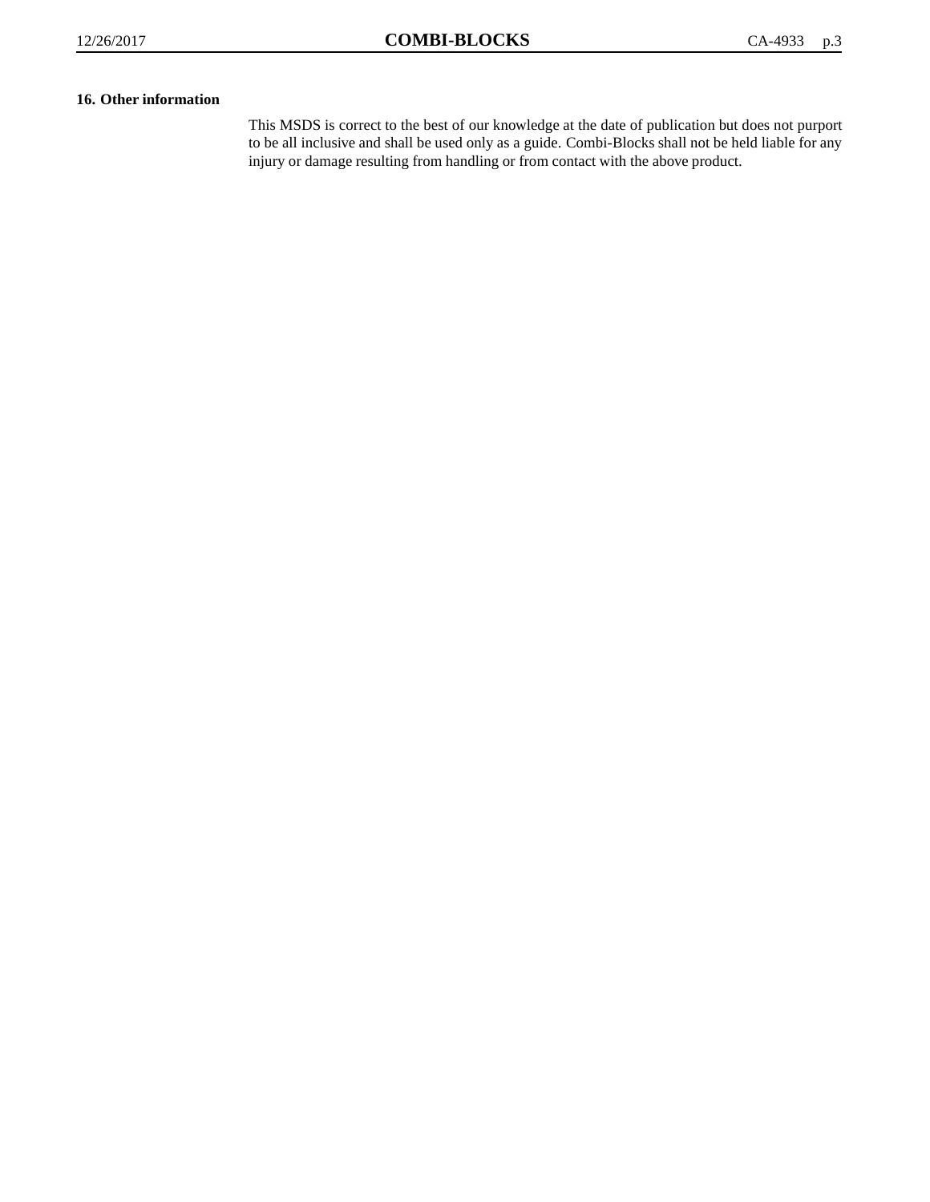## 16. Other information

This MSDS is correct to the best of our knowledge at the date of publication but does not purport to be all inclusive and shall be used only as a guide. Combi-Blocks shall not be held liable for any injury or damage resulting from handling or from contact with the above product.